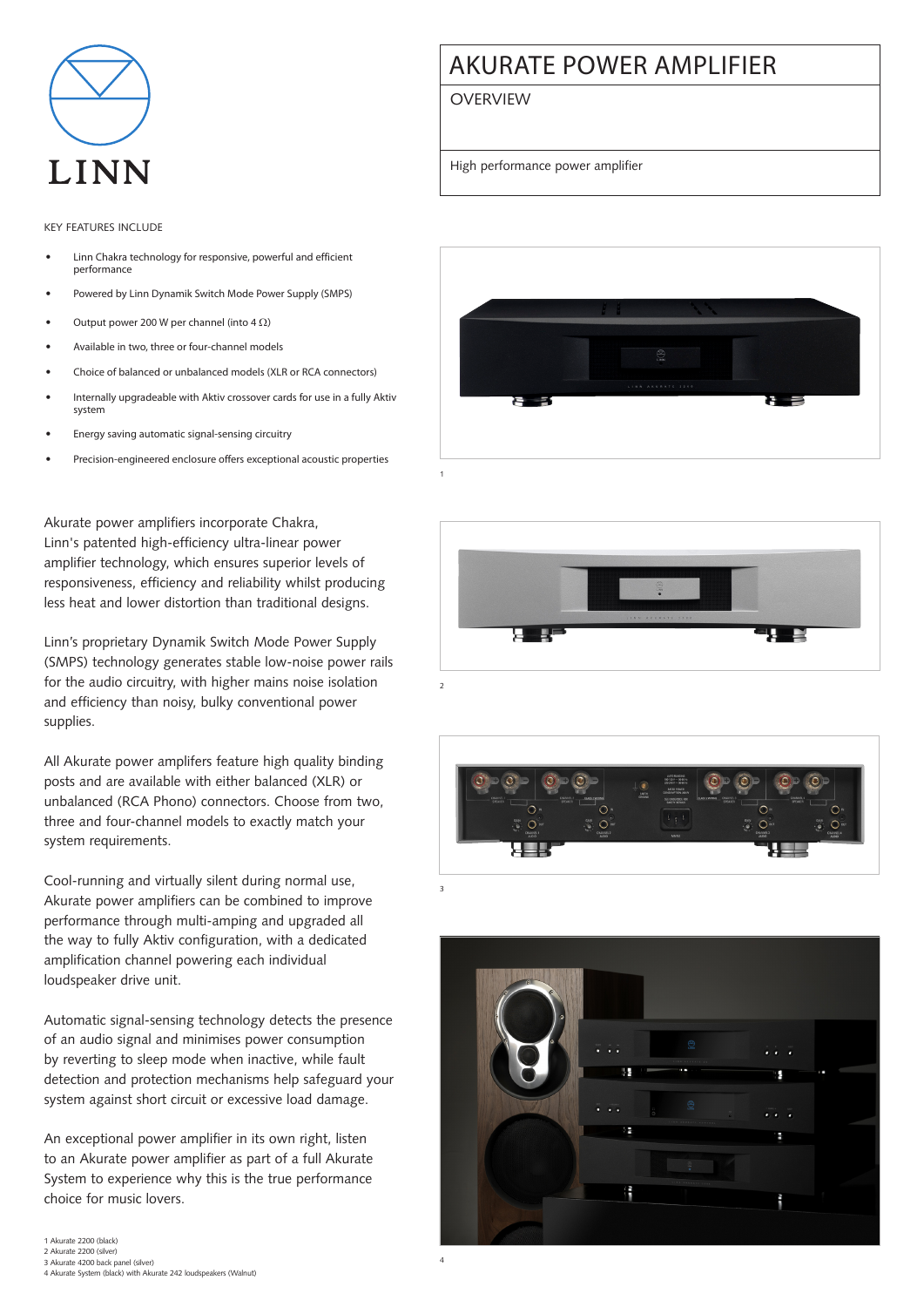LINN

# AKURATE POWER AMPLIFIER

## OVERVIEW

High performance power amplifier

KEY FEATURES INCLUDE

- Linn Chakra technology for responsive, powerful and efficient performance
- Powered by Linn Dynamik Switch Mode Power Supply (SMPS)
- Output power 200 W per channel (into 4 Ω)
- Available in two, three or four-channel models
- Choice of balanced or unbalanced models (XLR or RCA connectors)
- Internally upgradeable with Aktiv crossover cards for use in a fully Aktiv system
- Energy saving automatic signal-sensing circuitry
- Precision-engineered enclosure offers exceptional acoustic properties

Akurate power amplifiers incorporate Chakra, Linn's patented high-efficiency ultra-linear power amplifier technology, which ensures superior levels of responsiveness, efficiency and reliability whilst producing less heat and lower distortion than traditional designs.

Linn's proprietary Dynamik Switch Mode Power Supply (SMPS) technology generates stable low-noise power rails for the audio circuitry, with higher mains noise isolation and efficiency than noisy, bulky conventional power supplies.

All Akurate power amplifiers feature high quality binding posts and are available with either balanced (XLR) or unbalanced (RCA Phono) connectors. Choose from two, three and four-channel models to exactly match your system requirements.

Cool-running and virtually silent during normal use, Akurate power amplifiers can be combined to improve performance through multi-amping and upgraded all the way to fully Aktiv configuration, with a dedicated amplification channel powering each individual loudspeaker drive unit.

Automatic signal-sensing technology detects the presence of an audio signal and minimises power consumption by reverting to sleep mode when inactive, while fault detection and protection mechanisms help safeguard your system against short circuit or excessive load damage.

An exceptional power amplifier in its own right, listen to an Akurate power amplifier as part of a full Akurate System to experience why this is the true performance choice for music lovers.

1

2

3

4

1 Akurate 2200 (black)
2 Akurate 2200 (silver)
3 Akurate 4200 back panel (silver)
4 Akurate System (black) with Akurate 242 loudspeakers (Walnut)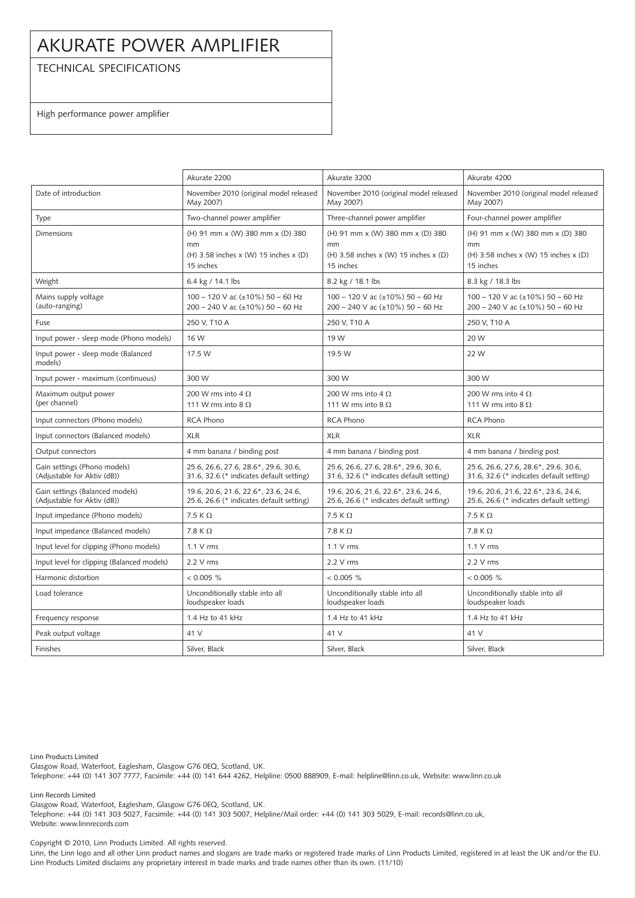# AKURATE POWER AMPLIFIER

## TECHNICAL SPECIFICATIONS

High performance power amplifier

| | Akurate 2200 | Akurate 3200 | Akurate 4200 |
|---|---|---|---|
| Date of introduction | November 2010 (original model released May 2007) | November 2010 (original model released May 2007) | November 2010 (original model released May 2007) |
| Type | Two-channel power amplifier | Three-channel power amplifier | Four-channel power amplifier |
| Dimensions | (H) 91 mm x (W) 380 mm x (D) 380 mm<br>(H) 3.58 inches x (W) 15 inches x (D) 15 inches | (H) 91 mm x (W) 380 mm x (D) 380 mm<br>(H) 3.58 inches x (W) 15 inches x (D) 15 inches | (H) 91 mm x (W) 380 mm x (D) 380 mm<br>(H) 3.58 inches x (W) 15 inches x (D) 15 inches |
| Weight | 6.4 kg / 14.1 lbs | 8.2 kg / 18.1 lbs | 8.3 kg / 18.3 lbs |
| Mains supply voltage (auto-ranging) | 100 – 120 V ac (±10%) 50 – 60 Hz<br>200 – 240 V ac (±10%) 50 – 60 Hz | 100 – 120 V ac (±10%) 50 – 60 Hz<br>200 – 240 V ac (±10%) 50 – 60 Hz | 100 – 120 V ac (±10%) 50 – 60 Hz<br>200 – 240 V ac (±10%) 50 – 60 Hz |
| Fuse | 250 V, T10 A | 250 V, T10 A | 250 V, T10 A |
| Input power - sleep mode (Phono models) | 16 W | 19 W | 20 W |
| Input power - sleep mode (Balanced models) | 17.5 W | 19.5 W | 22 W |
| Input power - maximum (continuous) | 300 W | 300 W | 300 W |
| Maximum output power (per channel) | 200 W rms into 4 Ω<br>111 W rms into 8 Ω | 200 W rms into 4 Ω<br>111 W rms into 8 Ω | 200 W rms into 4 Ω<br>111 W rms into 8 Ω |
| Input connectors (Phono models) | RCA Phono | RCA Phono | RCA Phono |
| Input connectors (Balanced models) | XLR | XLR | XLR |
| Output connectors | 4 mm banana / binding post | 4 mm banana / binding post | 4 mm banana / binding post |
| Gain settings (Phono models) (Adjustable for Aktiv (dB)) | 25.6, 26.6, 27.6, 28.6*, 29.6, 30.6, 31.6, 32.6 (* indicates default setting) | 25.6, 26.6, 27.6, 28.6*, 29.6, 30.6, 31.6, 32.6 (* indicates default setting) | 25.6, 26.6, 27.6, 28.6*, 29.6, 30.6, 31.6, 32.6 (* indicates default setting) |
| Gain settings (Balanced models) (Adjustable for Aktiv (dB)) | 19.6, 20.6, 21.6, 22.6*, 23.6, 24.6, 25.6, 26.6 (* indicates default setting) | 19.6, 20.6, 21.6, 22.6*, 23.6, 24.6, 25.6, 26.6 (* indicates default setting) | 19.6, 20.6, 21.6, 22.6*, 23.6, 24.6, 25.6, 26.6 (* indicates default setting) |
| Input impedance (Phono models) | 7.5 K Ω | 7.5 K Ω | 7.5 K Ω |
| Input impedance (Balanced models) | 7.8 K Ω | 7.8 K Ω | 7.8 K Ω |
| Input level for clipping (Phono models) | 1.1 V rms | 1.1 V rms | 1.1 V rms |
| Input level for clipping (Balanced models) | 2.2 V rms | 2.2 V rms | 2.2 V rms |
| Harmonic distortion | < 0.005 % | < 0.005 % | < 0.005 % |
| Load tolerance | Unconditionally stable into all loudspeaker loads | Unconditionally stable into all loudspeaker loads | Unconditionally stable into all loudspeaker loads |
| Frequency response | 1.4 Hz to 41 kHz | 1.4 Hz to 41 kHz | 1.4 Hz to 41 kHz |
| Peak output voltage | 41 V | 41 V | 41 V |
| Finishes | Silver, Black | Silver, Black | Silver, Black |

Linn Products Limited
Glasgow Road, Waterfoot, Eaglesham, Glasgow G76 0EQ, Scotland, UK.
Telephone: +44 (0) 141 307 7777, Facsimile: +44 (0) 141 644 4262, Helpline: 0500 888909, E-mail: helpline@linn.co.uk, Website: www.linn.co.uk

Linn Records Limited
Glasgow Road, Waterfoot, Eaglesham, Glasgow G76 0EQ, Scotland, UK.
Telephone: +44 (0) 141 303 5027, Facsimile: +44 (0) 141 303 5007, Helpline/Mail order: +44 (0) 141 303 5029, E-mail: records@linn.co.uk, Website: www.linnrecords.com

Copyright © 2010, Linn Products Limited. All rights reserved.
Linn, the Linn logo and all other Linn product names and slogans are trade marks or registered trade marks of Linn Products Limited, registered in at least the UK and/or the EU. Linn Products Limited disclaims any proprietary interest in trade marks and trade names other than its own. (11/10)